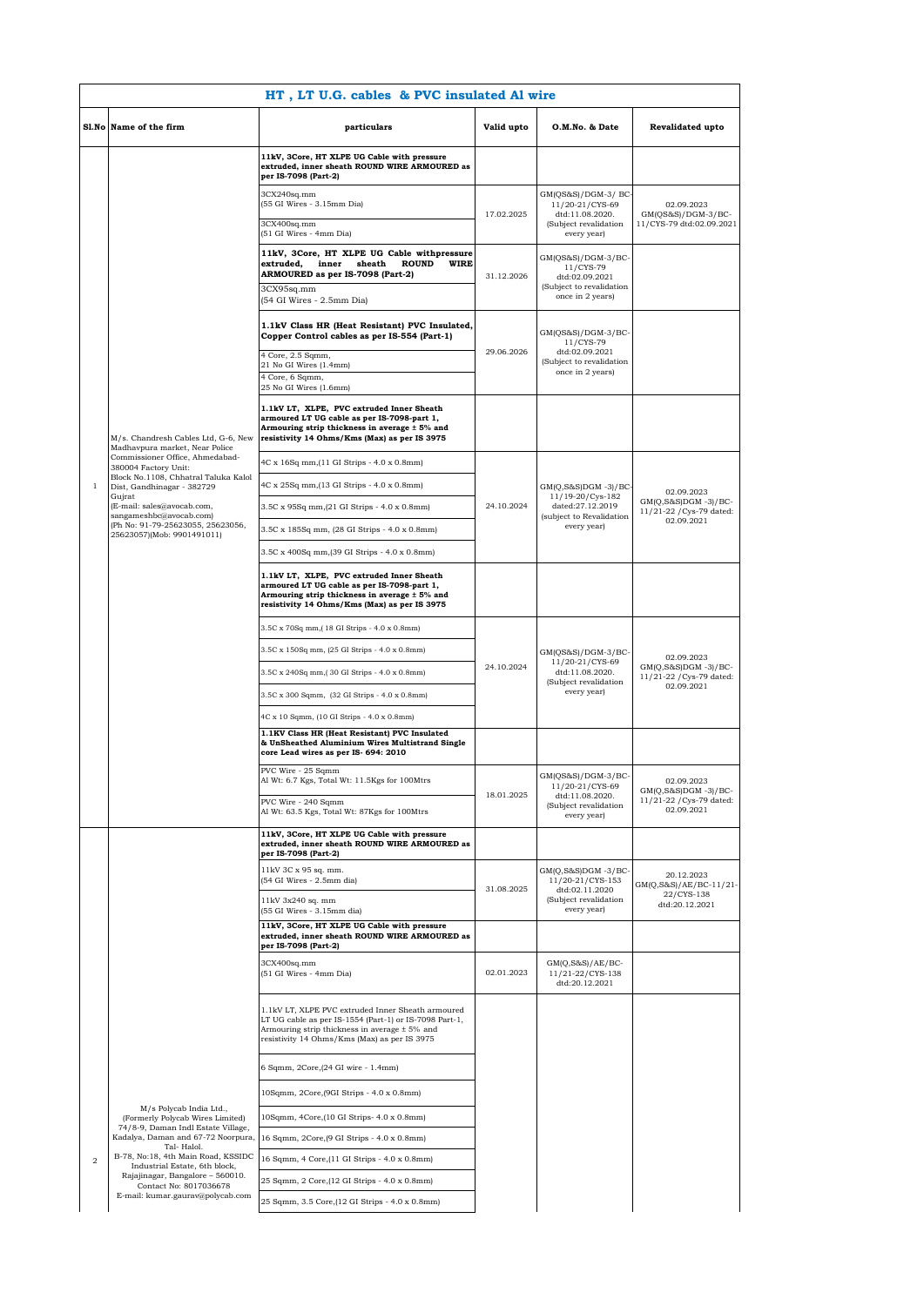# HT , LT U.G. cables & PVC insulated Al wire

| Sl.No | Name of the firm | particulars | Valid upto | O.M.No. & Date | Revalidated upto |
|---|---|---|---|---|---|
| 1 | M/s. Chandresh Cables Ltd, G-6, New Madhavpura market, Near Police Commissioner Office, Ahmedabad-380004 Factory Unit: Block No.1108, Chhatral Taluka Kalol Dist, Gandhinagar - 382729 Gujrat (E-mail: sales@avocab.com, sangameshbc@avocab.com) (Ph No: 91-79-25623055, 25623056, 25623057)(Mob: 9901491011) | **11kV, 3Core, HT XLPE UG Cable with pressure extruded, inner sheath ROUND WIRE ARMOURED as per IS-7098 (Part-2)** | | | |
| | | 3CX240sq.mm (55 GI Wires - 3.15mm Dia) | 17.02.2025 | GM(QS&S)/DGM-3/ BC-11/20-21/CYS-69 dtd:11.08.2020. (Subject revalidation every year) | 02.09.2023 GM(QS&S)/DGM-3/BC-11/CYS-79 dtd:02.09.2021 |
| | | 3CX400sq.mm (51 GI Wires - 4mm Dia) | | | |
| | | **11kV, 3Core, HT XLPE UG Cable withpressure extruded, inner sheath ROUND WIRE ARMOURED as per IS-7098 (Part-2)** 3CX95sq.mm (54 GI Wires - 2.5mm Dia) | 31.12.2026 | GM(QS&S)/DGM-3/BC-11/CYS-79 dtd:02.09.2021 (Subject to revalidation once in 2 years) | |
| | | **1.1kV Class HR (Heat Resistant) PVC Insulated, Copper Control cables as per IS-554 (Part-1)** | 29.06.2026 | GM(QS&S)/DGM-3/BC-11/CYS-79 dtd:02.09.2021 (Subject to revalidation once in 2 years) | |
| | | 4 Core, 2.5 Sqmm, 21 No GI Wires (1.4mm) | | | |
| | | 4 Core, 6 Sqmm, 25 No GI Wires (1.6mm) | | | |
| | | **1.1kV LT, XLPE, PVC extruded Inner Sheath armoured LT UG cable as per IS-7098-part 1, Armouring strip thickness in average ± 5% and resistivity 14 Ohms/Kms (Max) as per IS 3975** | | | |
| | | 4C x 16Sq mm,(11 GI Strips - 4.0 x 0.8mm) | 24.10.2024 | GM(Q,S&S)DGM -3)/BC-11/19-20/Cys-182 dated:27.12.2019 (subject to Revalidation every year) | 02.09.2023 GM(Q,S&S)DGM -3)/BC-11/21-22 /Cys-79 dated: 02.09.2021 |
| | | 4C x 25Sq mm,(13 GI Strips - 4.0 x 0.8mm) | | | |
| | | 3.5C x 95Sq mm,(21 GI Strips - 4.0 x 0.8mm) | | | |
| | | 3.5C x 185Sq mm, (28 GI Strips - 4.0 x 0.8mm) | | | |
| | | 3.5C x 400Sq mm,(39 GI Strips - 4.0 x 0.8mm) | | | |
| | | **1.1kV LT, XLPE, PVC extruded Inner Sheath armoured LT UG cable as per IS-7098-part 1, Armouring strip thickness in average ± 5% and resistivity 14 Ohms/Kms (Max) as per IS 3975** | | | |
| | | 3.5C x 70Sq mm,( 18 GI Strips - 4.0 x 0.8mm) | 24.10.2024 | GM(QS&S)/DGM-3/BC-11/20-21/CYS-69 dtd:11.08.2020. (Subject revalidation every year) | 02.09.2023 GM(Q,S&S)DGM -3)/BC-11/21-22 /Cys-79 dated: 02.09.2021 |
| | | 3.5C x 150Sq mm, (25 GI Strips - 4.0 x 0.8mm) | | | |
| | | 3.5C x 240Sq mm,( 30 GI Strips - 4.0 x 0.8mm) | | | |
| | | 3.5C x 300 Sqmm, (32 GI Strips - 4.0 x 0.8mm) | | | |
| | | 4C x 10 Sqmm, (10 GI Strips - 4.0 x 0.8mm) | | | |
| | | **1.1KV Class HR (Heat Resistant) PVC Insulated & UnSheathed Aluminium Wires Multistrand Single core Lead wires as per IS- 694: 2010** | | | |
| | | PVC Wire - 25 Sqmm Al Wt: 6.7 Kgs, Total Wt: 11.5Kgs for 100Mtrs | 18.01.2025 | GM(QS&S)/DGM-3/BC-11/20-21/CYS-69 dtd:11.08.2020. (Subject revalidation every year) | 02.09.2023 GM(Q,S&S)DGM -3)/BC-11/21-22 /Cys-79 dated: 02.09.2021 |
| | | PVC Wire - 240 Sqmm Al Wt: 63.5 Kgs, Total Wt: 87Kgs for 100Mtrs | | | |
| 2 | M/s Polycab India Ltd., (Formerly Polycab Wires Limited) 74/8-9, Daman Indl Estate Village, Kadalya, Daman and 67-72 Noorpura, Tal- Halol. B-78, No:18, 4th Main Road, KSSIDC Industrial Estate, 6th block, Rajajinagar, Bangalore – 560010. Contact No: 8017036678 E-mail: kumar.gaurav@polycab.com | **11kV, 3Core, HT XLPE UG Cable with pressure extruded, inner sheath ROUND WIRE ARMOURED as per IS-7098 (Part-2)** | | | |
| | | 11kV 3C x 95 sq. mm. (54 GI Wires - 2.5mm dia) | 31.08.2025 | GM(Q,S&S)DGM -3/BC-11/20-21/CYS-153 dtd:02.11.2020 (Subject revalidation every year) | 20.12.2023 GM(Q,S&S)/AE/BC-11/21-22/CYS-138 dtd:20.12.2021 |
| | | 11kV 3x240 sq. mm (55 GI Wires - 3.15mm dia) | | | |
| | | **11kV, 3Core, HT XLPE UG Cable with pressure extruded, inner sheath ROUND WIRE ARMOURED as per IS-7098 (Part-2)** | | | |
| | | 3CX400sq.mm (51 GI Wires - 4mm Dia) | 02.01.2023 | GM(Q,S&S)/AE/BC-11/21-22/CYS-138 dtd:20.12.2021 | |
| | | 1.1kV LT, XLPE PVC extruded Inner Sheath armoured LT UG cable as per IS-1554 (Part-1) or IS-7098 Part-1, Armouring strip thickness in average ± 5% and resistivity 14 Ohms/Kms (Max) as per IS 3975 | | | |
| | | 6 Sqmm, 2Core,(24 GI wire - 1.4mm) | | | |
| | | 10Sqmm, 2Core,(9GI Strips - 4.0 x 0.8mm) | | | |
| | | 10Sqmm, 4Core,(10 GI Strips- 4.0 x 0.8mm) | | | |
| | | 16 Sqmm, 2Core,(9 GI Strips - 4.0 x 0.8mm) | | | |
| | | 16 Sqmm, 4 Core,(11 GI Strips - 4.0 x 0.8mm) | | | |
| | | 25 Sqmm, 2 Core,(12 GI Strips - 4.0 x 0.8mm) | | | |
| | | 25 Sqmm, 3.5 Core,(12 GI Strips - 4.0 x 0.8mm) | | | |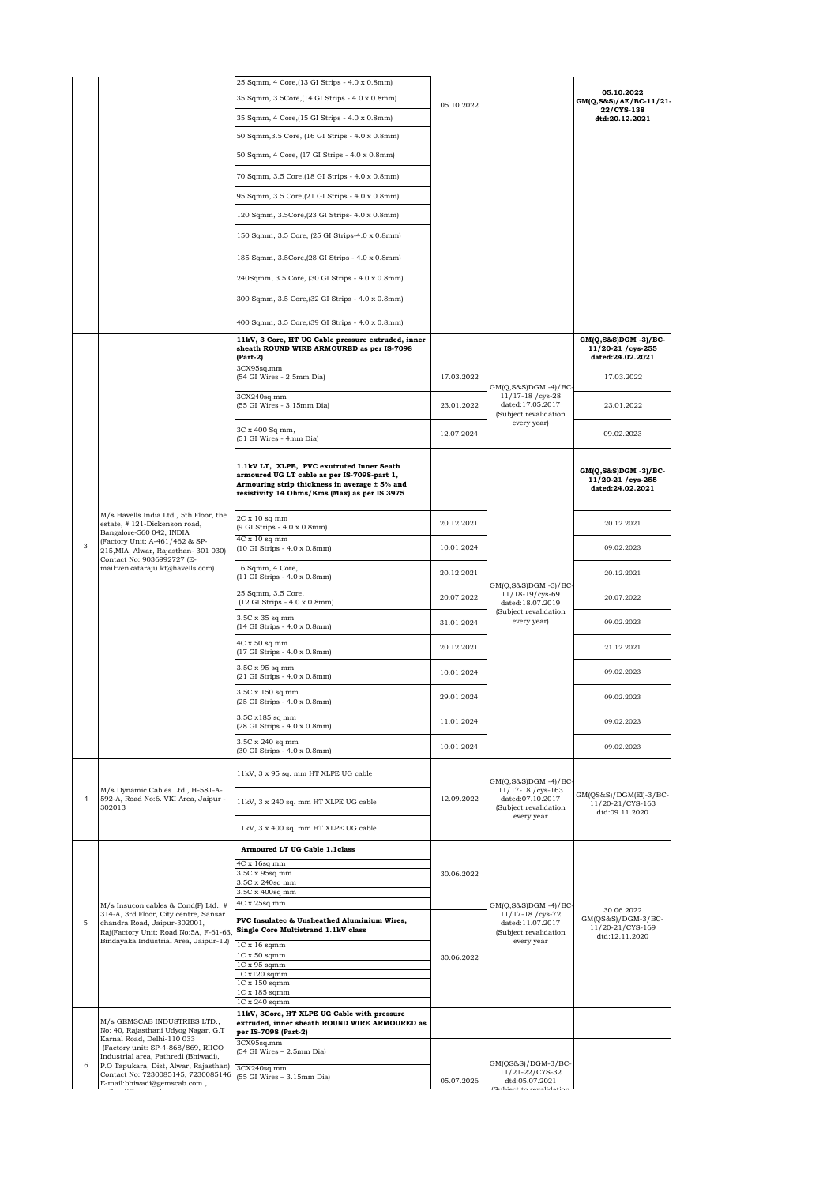| | | | | | |
|---|---|---|---|---|---|
| | | 25 Sqmm, 4 Core,(13 GI Strips - 4.0 x 0.8mm) | 05.10.2022 | | 05.10.2022 GM(Q,S&S)/AE/BC-11/21-22/CYS-138 dtd:20.12.2021 |
| | | 35 Sqmm, 3.5Core,(14 GI Strips - 4.0 x 0.8mm) | | | |
| | | 35 Sqmm, 4 Core,(15 GI Strips - 4.0 x 0.8mm) | | | |
| | | 50 Sqmm,3.5 Core, (16 GI Strips - 4.0 x 0.8mm) | | | |
| | | 50 Sqmm, 4 Core, (17 GI Strips - 4.0 x 0.8mm) | | | |
| | | 70 Sqmm, 3.5 Core,(18 GI Strips - 4.0 x 0.8mm) | | | |
| | | 95 Sqmm, 3.5 Core,(21 GI Strips - 4.0 x 0.8mm) | | | |
| | | 120 Sqmm, 3.5Core,(23 GI Strips- 4.0 x 0.8mm) | | | |
| | | 150 Sqmm, 3.5 Core, (25 GI Strips-4.0 x 0.8mm) | | | |
| | | 185 Sqmm, 3.5Core,(28 GI Strips - 4.0 x 0.8mm) | | | |
| | | 240Sqmm, 3.5 Core, (30 GI Strips - 4.0 x 0.8mm) | | | |
| | | 300 Sqmm, 3.5 Core,(32 GI Strips - 4.0 x 0.8mm) | | | |
| | | 400 Sqmm, 3.5 Core,(39 GI Strips - 4.0 x 0.8mm) | | | |
| 3 | M/s Havells India Ltd., 5th Floor, the estate, # 121-Dickenson road, Bangalore-560 042, INDIA (Factory Unit: A-461/462 & SP-215,MIA, Alwar, Rajasthan- 301 030) Contact No: 9036992727 (E-mail:venkataraju.kt@havells.com) | **11kV, 3 Core, HT UG Cable pressure extruded, inner sheath ROUND WIRE ARMOURED as per IS-7098 (Part-2)** | | | **GM(Q,S&S)DGM -3)/BC-11/20-21 /cys-255 dated:24.02.2021** |
| | | 3CX95sq.mm (54 GI Wires - 2.5mm Dia) | 17.03.2022 | GM(Q,S&S)DGM -4)/BC-11/17-18 /cys-28 dated:17.05.2017 (Subject revalidation every year) | 17.03.2022 |
| | | 3CX240sq.mm (55 GI Wires - 3.15mm Dia) | 23.01.2022 | | 23.01.2022 |
| | | 3C x 400 Sq mm, (51 GI Wires - 4mm Dia) | 12.07.2024 | | 09.02.2023 |
| | | **1.1kV LT, XLPE, PVC exutruted Inner Seath armoured UG LT cable as per IS-7098-part 1, Armouring strip thickness in average ± 5% and resistivity 14 Ohms/Kms (Max) as per IS 3975** | | GM(Q,S&S)DGM -3)/BC-11/18-19/cys-69 dated:18.07.2019 (Subject revalidation every year) | **GM(Q,S&S)DGM -3)/BC-11/20-21 /cys-255 dated:24.02.2021** |
| | | 2C x 10 sq mm (9 GI Strips - 4.0 x 0.8mm) | 20.12.2021 | | 20.12.2021 |
| | | 4C x 10 sq mm (10 GI Strips - 4.0 x 0.8mm) | 10.01.2024 | | 09.02.2023 |
| | | 16 Sqmm, 4 Core, (11 GI Strips - 4.0 x 0.8mm) | 20.12.2021 | | 20.12.2021 |
| | | 25 Sqmm, 3.5 Core, (12 GI Strips - 4.0 x 0.8mm) | 20.07.2022 | | 20.07.2022 |
| | | 3.5C x 35 sq mm (14 GI Strips - 4.0 x 0.8mm) | 31.01.2024 | | 09.02.2023 |
| | | 4C x 50 sq mm (17 GI Strips - 4.0 x 0.8mm) | 20.12.2021 | | 21.12.2021 |
| | | 3.5C x 95 sq mm (21 GI Strips - 4.0 x 0.8mm) | 10.01.2024 | | 09.02.2023 |
| | | 3.5C x 150 sq mm (25 GI Strips - 4.0 x 0.8mm) | 29.01.2024 | | 09.02.2023 |
| | | 3.5C x185 sq mm (28 GI Strips - 4.0 x 0.8mm) | 11.01.2024 | | 09.02.2023 |
| | | 3.5C x 240 sq mm (30 GI Strips - 4.0 x 0.8mm) | 10.01.2024 | | 09.02.2023 |
| 4 | M/s Dynamic Cables Ltd., H-581-A-592-A, Road No:6. VKI Area, Jaipur - 302013 | 11kV, 3 x 95 sq. mm HT XLPE UG cable | 12.09.2022 | GM(Q,S&S)DGM -4)/BC-11/17-18 /cys-163 dated:07.10.2017 (Subject revalidation every year | GM(QS&S)/DGM(El)-3/BC-11/20-21/CYS-163 dtd:09.11.2020 |
| | | 11kV, 3 x 240 sq. mm HT XLPE UG cable | | | |
| | | 11kV, 3 x 400 sq. mm HT XLPE UG cable | | | |
| 5 | M/s Insucon cables & Cond(P) Ltd., # 314-A, 3rd Floor, City centre, Sansar chandra Road, Jaipur-302001, Raj(Factory Unit: Road No:5A, F-61-63, Bindayaka Industrial Area, Jaipur-12) | **Armoured LT UG Cable 1.1class** | | GM(Q,S&S)DGM -4)/BC-11/17-18 /cys-72 dated:11.07.2017 (Subject revalidation every year | 30.06.2022 GM(QS&S)/DGM-3/BC-11/20-21/CYS-169 dtd:12.11.2020 |
| | | 4C x 16sq mm<br>3.5C x 95sq mm<br>3.5C x 240sq mm<br>3.5C x 400sq mm<br>4C x 25sq mm | 30.06.2022 | | |
| | | **PVC Insulatec & Unsheathed Aluminium Wires, Single Core Multistrand 1.1kV class** | | | |
| | | 1C x 16 sqmm<br>1C x 50 sqmm<br>1C x 95 sqmm<br>1C x120 sqmm<br>1C x 150 sqmm<br>1C x 185 sqmm<br>1C x 240 sqmm | 30.06.2022 | | |
| 6 | M/s GEMSCAB INDUSTRIES LTD., No: 40, Rajasthani Udyog Nagar, G.T Karnal Road, Delhi-110 033 (Factory unit: SP-4-868/869, RIICO Industrial area, Pathredi (Bhiwadi), P.O Tapukara, Dist, Alwar, Rajasthan) Contact No: 7230085145, 7230085146 E-mail:bhiwadi@gemscab.com , | **11kV, 3Core, HT XLPE UG Cable with pressure extruded, inner sheath ROUND WIRE ARMOURED as per IS-7098 (Part-2)** | | | |
| | | 3CX95sq.mm (54 GI Wires – 2.5mm Dia) | | GM(QS&S)/DGM-3/BC-11/21-22/CYS-32 dtd:05.07.2021 (Subject to revalidation | |
| | | 3CX240sq.mm (55 GI Wires – 3.15mm Dia) | 05.07.2026 | | |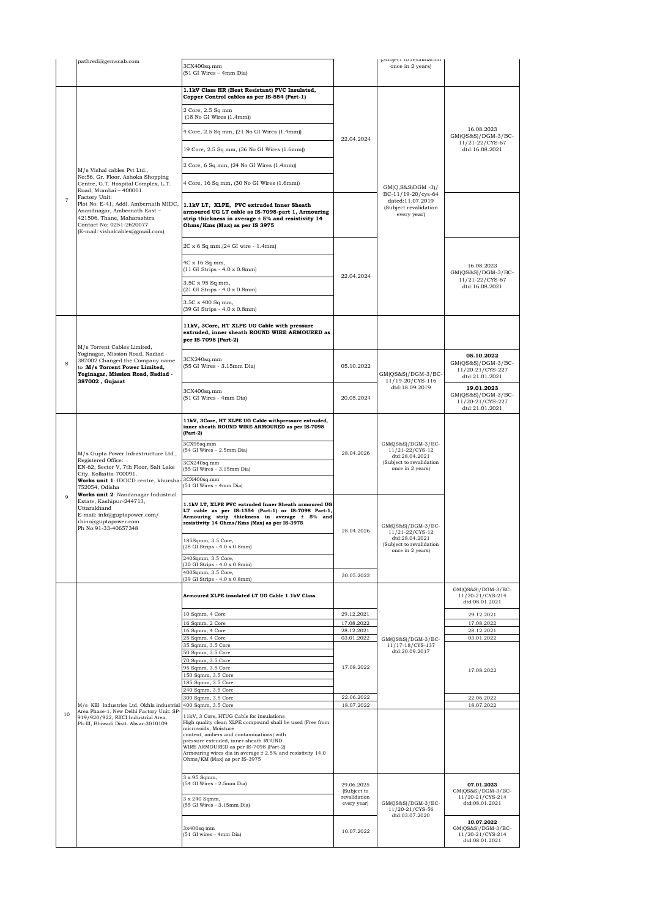| | pathredi@gemscab.com | 3CX400sq.mm<br>(51 GI Wires – 4mm Dia) | | (Subject to revalidation once in 2 years) | |
|---|---|---|---|---|---|
| 7 | M/s Vishal cables Pvt Ltd.,<br>No:56, Gr. Floor, Ashoka Shopping Centre, G.T. Hospital Complex, L.T. Road, Mumbai – 400001<br>Factory Unit:<br>Plot No: E-41, Addl. Ambernath MIDC, Anandnagar, Ambernath East – 421506, Thane, Maharashtra<br>Contact No: 0251-2620077<br>(E-mail: vishalcables@gmail.com) | **1.1kV Class HR (Heat Resistant) PVC Insulated, Copper Control cables as per IS-554 (Part-1)** | | GM(Q,S&S)DGM -3)/ BC-11/19-20/cys-64 dated:11.07.2019 (Subject revalidation every year) | |
| | | 2 Core, 2.5 Sq mm (18 No GI Wires (1.4mm)) | 22.04.2024 | | 16.08.2023 GM(QS&S)/DGM-3/BC-11/21-22/CYS-67 dtd:16.08.2021 |
| | | 4 Core, 2.5 Sq mm, (21 No GI Wires (1.4mm)) | | | |
| | | 19 Core, 2.5 Sq mm, (36 No GI Wires (1.6mm)) | | | |
| | | 2 Core, 6 Sq mm, (24 No GI Wires (1.4mm)) | | | |
| | | 4 Core, 16 Sq mm, (30 No GI Wires (1.6mm)) | | | |
| | | **1.1kV LT, XLPE, PVC extruded Inner Sheath armoured UG LT cable as IS-7098-part 1, Armouring strip thickness in average ± 5% and resistivity 14 Ohms/Kms (Max) as per IS 3975** | | | |
| | | 2C x 6 Sq mm,(24 GI wire - 1.4mm) | 22.04.2024 | | 16.08.2023 GM(QS&S)/DGM-3/BC-11/21-22/CYS-67 dtd:16.08.2021 |
| | | 4C x 16 Sq mm, (11 GI Strips - 4.0 x 0.8mm) | | | |
| | | 3.5C x 95 Sq mm, (21 GI Strips - 4.0 x 0.8mm) | | | |
| | | 3.5C x 400 Sq mm, (39 GI Strips - 4.0 x 0.8mm) | | | |
| 8 | M/s Torrent Cables Limited, Yoginagar, Mission Road, Nadiad - 387002 Changed the Company name to :**M/s Torrent Power Limited, Yoginagar, Mission Road, Nadiad - 387002 , Gujarat** | **11kV, 3Core, HT XLPE UG Cable with pressure extruded, inner sheath ROUND WIRE ARMOURED as per IS-7098 (Part-2)** | | GM(QS&S)/DGM-3/BC-11/19-20/CYS-116 dtd:18.09.2019 | |
| | | 3CX240sq.mm<br>(55 GI Wires - 3.15mm Dia) | 05.10.2022 | | **05.10.2022** GM(QS&S)/DGM-3/BC-11/20-21/CYS-227 dtd:21.01.2021 |
| | | 3CX400sq.mm<br>(51 GI Wires - 4mm Dia) | 20.05.2024 | | **19.01.2023** GM(QS&S)/DGM-3/BC-11/20-21/CYS-227 dtd:21.01.2021 |
| 9 | M/s Gupta Power Infrastructure Ltd.,<br>Registered Office:<br>EN-62, Sector V, 7th Floor, Salt Lake City, Kolkatta-700091.<br>**Works unit 1**: IDOCD centre, khursha-752054, Odisha<br>**Works unit 2**: Nandanagar Industrial Estate, Kashipur-244713, Uttarakhand<br>E-mail: info@guptapower.com/ rhino@guptapower.com<br>Ph No:91-33-40657348 | **11kV, 3Core, HT XLPE UG Cable withpressure extruded, inner sheath ROUND WIRE ARMOURED as per IS-7098 (Part-2)** | | GM(QS&S)/DGM-3/BC-11/21-22/CYS-12 dtd:28.04.2021 (Subject to revalidation once in 2 years) | |
| | | 3CX95sq.mm<br>(54 GI Wires – 2.5mm Dia) | 28.04.2026 | | |
| | | 3CX240sq.mm<br>(55 GI Wires – 3.15mm Dia) | | | |
| | | 3CX400sq.mm<br>(51 GI Wires – 4mm Dia) | | | |
| | | **1.1kV LT, XLPE PVC extruded Inner Sheath armoured UG LT cable as per IS-1554 (Part-1) or IS-7098 Part-1, Armouring strip thickness in average ± 5% and resistivity 14 Ohms/Kms (Max) as per IS-3975** | 28.04.2026 | GM(QS&S)/DGM-3/BC-11/21-22/CYS-12 dtd:28.04.2021 (Subject to revalidation once in 2 years) | |
| | | 185Sqmm, 3.5 Core, (28 GI Strips - 4.0 x 0.8mm) | | | |
| | | 240Sqmm, 3.5 Core, (30 GI Strips - 4.0 x 0.8mm) | | | |
| | | 400Sqmm, 3.5 Core, (39 GI Strips - 4.0 x 0.8mm) | 30.05.2023 | | |
| 10 | M/s KEI Industries Ltd, Okhla industrial Area Phase-1, New Delhi Factory Unit: SP-919/920/922, RIICI Industrial Area, Ph:III, Bhiwadi Distt. Alwar-3010109 | **Armoured XLPE insulated LT UG Cable 1.1kV Class** | | GM(QS&S)/DGM-3/BC-11/17-18/CYS-137 dtd:20.09.2017 | GM(QS&S)/DGM-3/BC-11/20-21/CYS-214 dtd:08.01.2021 |
| | | 10 Sqmm, 4 Core | 29.12.2021 | | 29.12.2021 |
| | | 16 Sqmm, 2 Core | 17.08.2022 | | 17.08.2022 |
| | | 16 Sqmm, 4 Core | 28.12.2021 | | 28.12.2021 |
| | | 25 Sqmm, 4 Core | 03.01.2022 | | 03.01.2022 |
| | | 35 Sqmm, 3.5 Core | 17.08.2022 | | 17.08.2022 |
| | | 50 Sqmm, 3.5 Core | | | |
| | | 70 Sqmm, 3.5 Core | | | |
| | | 95 Sqmm, 3.5 Core | | | |
| | | 150 Sqmm, 3.5 Core | | | |
| | | 185 Sqmm, 3.5 Core | | | |
| | | 240 Sqmm, 3.5 Core | | | |
| | | 300 Sqmm, 3.5 Core | 22.06.2022 | | 22.06.2022 |
| | | 400 Sqmm, 3.5 Core | 18.07.2022 | | 18.07.2022 |
| | | 11kV, 3 Core, HTUG Cable for insulations High quality clean XLPE compound shall be used (Free from microvoids, Moisture content, ambers and contaminations) with pressure extruded, inner sheath ROUND WIRE ARMOURED as per IS-7098 (Part-2) Armouring wires dia in average ± 2.5% and resistivity 14.0 Ohms/KM (Max) as per IS-3975 | | GM(QS&S)/DGM-3/BC-11/20-21/CYS-56 dtd:03.07.2020 | |
| | | 3 x 95 Sqmm, (54 GI Wires - 2.5mm Dia) | 29.06.2025 (Subject to revalidation every year) | | **07.01.2023** GM(QS&S)/DGM-3/BC-11/20-21/CYS-214 dtd:08.01.2021 |
| | | 3 x 240 Sqmm, (55 GI Wires - 3.15mm Dia) | | | |
| | | 3x400sq mm (51 GI wires - 4mm Dia) | 10.07.2022 | | **10.07.2022** GM(QS&S)/DGM-3/BC-11/20-21/CYS-214 dtd:08.01.2021 |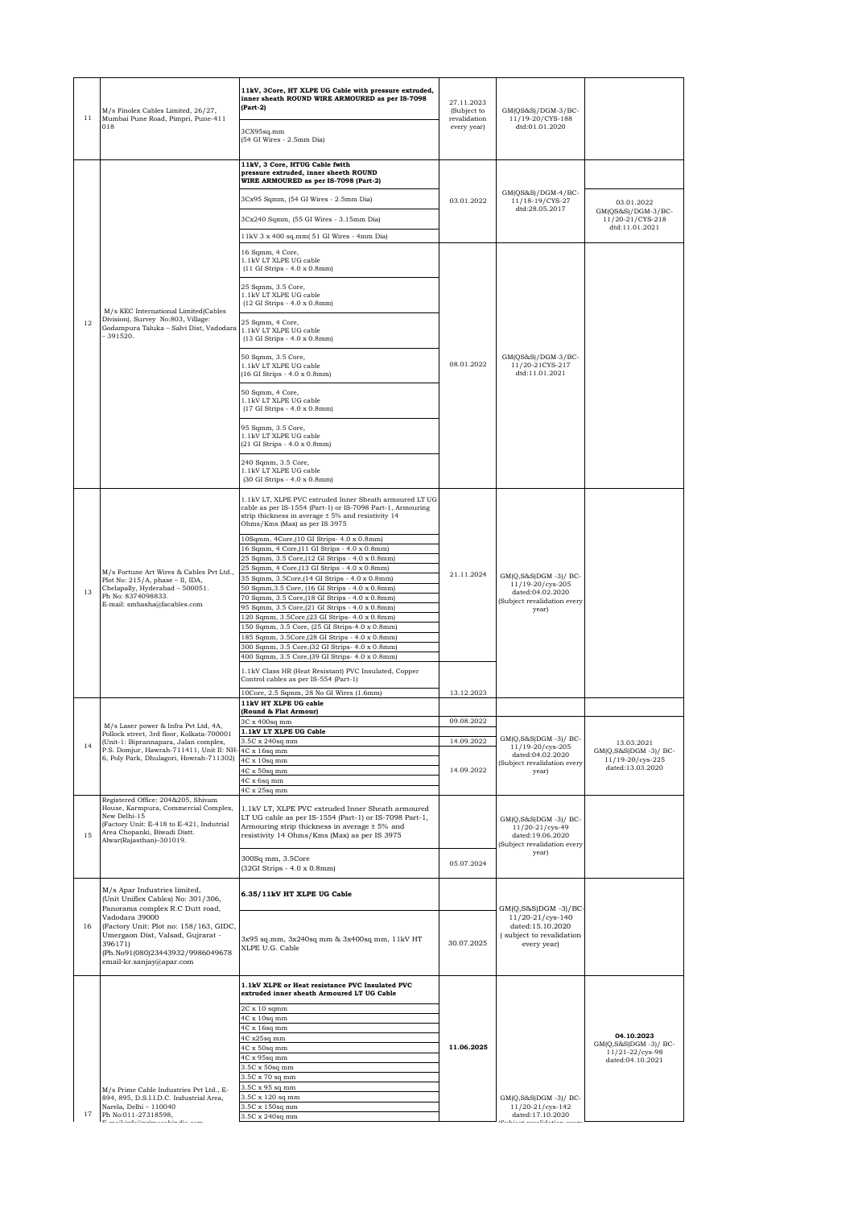| 11 | M/s Finolex Cables Limited, 26/27, Mumbai Pune Road, Pimpri, Pune-411 018 | 11kV, 3Core, HT XLPE UG Cable with pressure extruded, inner sheath ROUND WIRE ARMOURED as per IS-7098 (Part-2) | 27.11.2023 (Subject to revalidation every year) | GM(QS&S)/DGM-3/BC-11/19-20/CYS-188 dtd:01.01.2020 | |
|---|---|---|---|---|---|
| | | 3CX95sq.mm (54 GI Wires - 2.5mm Dia) | | | |
| 12 | M/s KEC International Limited(Cables Division), Survey No:803, Village: Godampura Taluka – Salvi Dist, Vadodara – 391520. | 11kV, 3 Core, HTUG Cable fwith pressure extruded, inner sheeth ROUND WIRE ARMOURED as per IS-7098 (Part-2) | | | |
| | | 3Cx95 Sqmm, (54 GI Wires - 2.5mm Dia) | 03.01.2022 | GM(QS&S)/DGM-4/BC-11/18-19/CYS-27 dtd:28.05.2017 | 03.01.2022 GM(QS&S)/DGM-3/BC-11/20-21/CYS-218 dtd:11.01.2021 |
| | | 3Cx240 Sqmm, (55 GI Wires - 3.15mm Dia) | | | |
| | | 11kV 3 x 400 sq.mm( 51 GI Wires - 4mm Dia) | | | |
| | | 16 Sqmm, 4 Core, 1.1kV LT XLPE UG cable (11 GI Strips - 4.0 x 0.8mm) | 08.01.2022 | GM(QS&S)/DGM-3/BC-11/20-21CYS-217 dtd:11.01.2021 | |
| | | 25 Sqmm, 3.5 Core, 1.1kV LT XLPE UG cable (12 GI Strips - 4.0 x 0.8mm) | | | |
| | | 25 Sqmm, 4 Core, 1.1kV LT XLPE UG cable (13 GI Strips - 4.0 x 0.8mm) | | | |
| | | 50 Sqmm, 3.5 Core, 1.1kV LT XLPE UG cable (16 GI Strips - 4.0 x 0.8mm) | | | |
| | | 50 Sqmm, 4 Core, 1.1kV LT XLPE UG cable (17 GI Strips - 4.0 x 0.8mm) | | | |
| | | 95 Sqmm, 3.5 Core, 1.1kV LT XLPE UG cable (21 GI Strips - 4.0 x 0.8mm) | | | |
| | | 240 Sqmm, 3.5 Core, 1.1kV LT XLPE UG cable (30 GI Strips - 4.0 x 0.8mm) | | | |
| 13 | M/s Fortune Art Wires & Cables Pvt Ltd., Plot No: 215/A, phase – II, IDA, Chelapally, Hyderabad – 500051. Ph No: 8374098833. E-mail: smbasha@facables.com | 1.1kV LT, XLPE PVC extruded Inner Sheath armoured LT UG cable as per IS-1554 (Part-1) or IS-7098 Part-1, Armouring strip thickness in average ± 5% and resistivity 14 Ohms/Kms (Max) as per IS 3975 | 21.11.2024 | GM(Q,S&S)DGM -3)/ BC-11/19-20/cys-205 dated:04.02.2020 (Subject revalidation every year) | |
| | | 10Sqmm, 4Core,(10 GI Strips- 4.0 x 0.8mm) | | | |
| | | 16 Sqmm, 4 Core,(11 GI Strips - 4.0 x 0.8mm) | | | |
| | | 25 Sqmm, 3.5 Core,(12 GI Strips - 4.0 x 0.8mm) | | | |
| | | 25 Sqmm, 4 Core,(13 GI Strips - 4.0 x 0.8mm) | | | |
| | | 35 Sqmm, 3.5Core,(14 GI Strips - 4.0 x 0.8mm) | | | |
| | | 50 Sqmm,3.5 Core, (16 GI Strips - 4.0 x 0.8mm) | | | |
| | | 70 Sqmm, 3.5 Core,(18 GI Strips - 4.0 x 0.8mm) | | | |
| | | 95 Sqmm, 3.5 Core,(21 GI Strips - 4.0 x 0.8mm) | | | |
| | | 120 Sqmm, 3.5Core,(23 GI Strips- 4.0 x 0.8mm) | | | |
| | | 150 Sqmm, 3.5 Core, (25 GI Strips-4.0 x 0.8mm) | | | |
| | | 185 Sqmm, 3.5Core,(28 GI Strips - 4.0 x 0.8mm) | | | |
| | | 300 Sqmm, 3.5 Core,(32 GI Strips- 4.0 x 0.8mm) | | | |
| | | 400 Sqmm, 3.5 Core,(39 GI Strips- 4.0 x 0.8mm) | | | |
| | | 1.1kV Class HR (Heat Resistant) PVC Insulated, Copper Control cables as per IS-554 (Part-1) | | | |
| | | 10Core, 2.5 Sqmm, 28 No GI Wires (1.6mm) | 13.12.2023 | | |
| 14 | M/s Laser power & Infra Pvt Ltd, 4A, Pollock street, 3rd floor, Kolkata-700001 (Unit-1: Biprannapara, Jalan complex, P.S. Domjur, Hawrah-711411, Unit II: NH-6, Poly Park, Dhulagori, Howrah-711302) | 11kV HT XLPE UG cable (Round & Flat Armour) | | GM(Q,S&S)DGM -3)/ BC-11/19-20/cys-205 dated:04.02.2020 (Subject revalidation every year) | 13.03.2021 GM(Q,S&S)DGM -3)/ BC-11/19-20/cys-225 dated:13.03.2020 |
| | | 3C x 400sq mm | 09.08.2022 | | |
| | | 1.1kV LT XLPE UG Cable | | | |
| | | 3.5C x 240sq mm | 14.09.2022 | | |
| | | 4C x 16sq mm | 14.09.2022 | | |
| | | 4C x 10sq mm | | | |
| | | 4C x 50sq mm | | | |
| | | 4C x 6sq mm | | | |
| | | 4C x 25sq mm | | | |
| 15 | Registered Office: 204&205, Shivam House, Karmpura, Commercial Complex, New Delhi-15 (Factory Unit: E-418 to E-421, Indutrial Area Chopanki, Biwadi Distt. Alwar(Rajasthan)-301019. | 1.1kV LT, XLPE PVC extruded Inner Sheath armoured LT UG cable as per IS-1554 (Part-1) or IS-7098 Part-1, Armouring strip thickness in average ± 5% and resistivity 14 Ohms/Kms (Max) as per IS 3975 | | GM(Q,S&S)DGM -3)/ BC-11/20-21/cys-49 dated:19.06.2020 (Subject revalidation every year) | |
| | | 300Sq mm, 3.5Core (32GI Strips - 4.0 x 0.8mm) | 05.07.2024 | | |
| 16 | M/s Apar Industries limited, (Unit Uniflex Cables) No: 301/306, Panorama complex R.C Dutt road, Vadodara 39000 (Factory Unit: Plot no: 158/163, GIDC, Umergaon Dist, Valsad, Gujrarat - 396171) (Ph.No91(080)23443932/9986049678 email-kr.sanjay@apar.com | 6.35/11kV HT XLPE UG Cable | | GM(Q,S&S)DGM -3)/BC-11/20-21/cys-140 dated:15.10.2020 ( subject to revalidation every year) | |
| | | 3x95 sq.mm, 3x240sq mm & 3x400sq mm, 11kV HT XLPE U.G. Cable | 30.07.2025 | | |
| 17 | M/s Prime Cable Industries Pvt Ltd., E-894, 895, D.S.I.I.D.C. Industrial Area, Narela, Delhi – 110040 Ph No:011-27318598, | 1.1kV XLPE or Heat resistance PVC Insulated PVC extruded inner sheath Armoured LT UG Cable | 11.06.2025 | GM(Q,S&S)DGM -3)/ BC-11/20-21/cys-142 dated:17.10.2020 | **04.10.2023** GM(Q,S&S)DGM -3)/ BC-11/21-22/cys-98 dated:04.10.2021 |
| | | 2C x 10 sqmm | | | |
| | | 4C x 10sq mm | | | |
| | | 4C x 16sq mm | | | |
| | | 4C x25sq mm | | | |
| | | 4C x 50sq mm | | | |
| | | 4C x 95sq mm | | | |
| | | 3.5C x 50sq mm | | | |
| | | 3.5C x 70 sq mm | | | |
| | | 3.5C x 95 sq mm | | | |
| | | 3.5C x 120 sq mm | | | |
| | | 3.5C x 150sq mm | | | |
| | | 3.5C x 240sq mm | | | |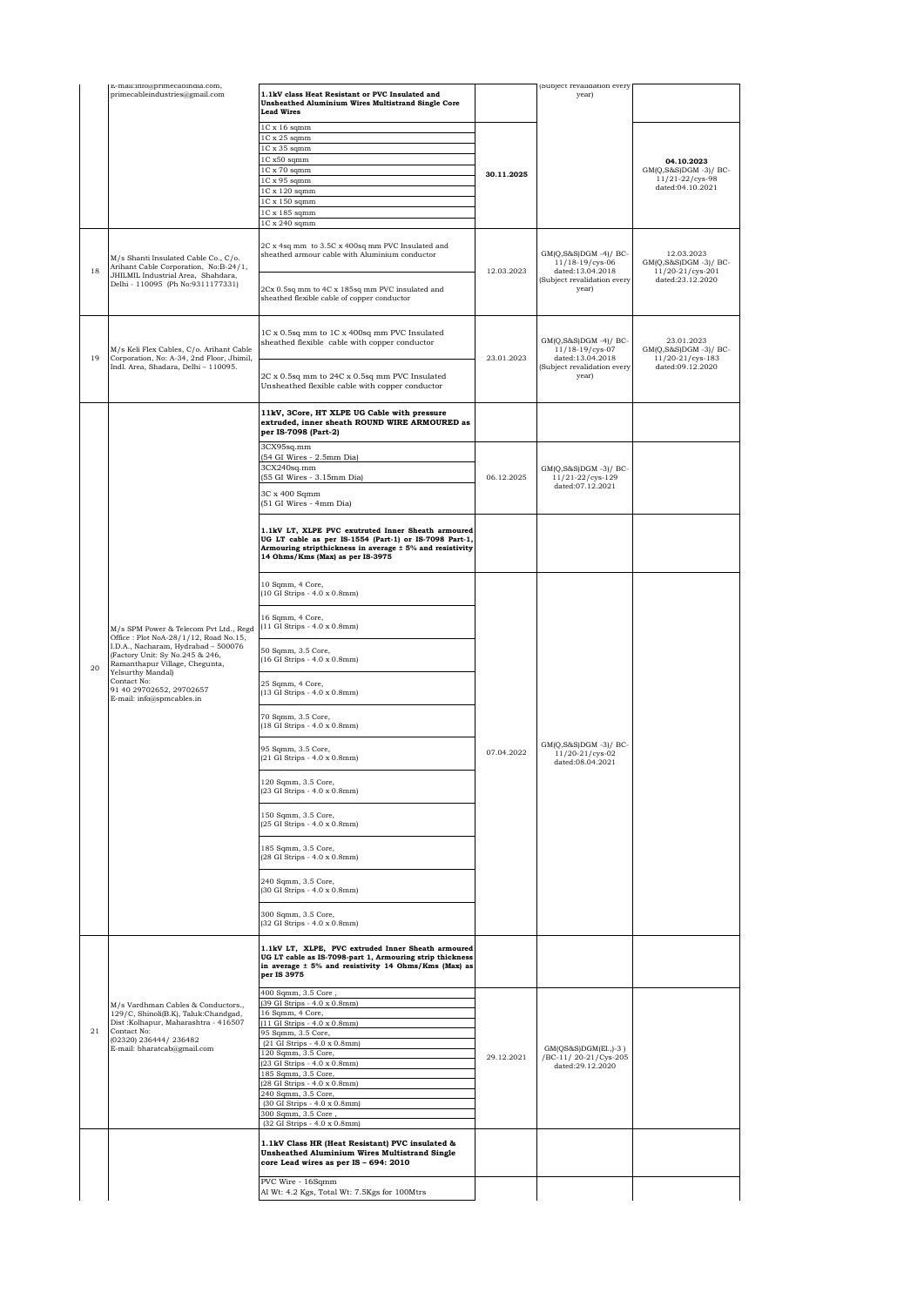| | | | | | |
|---|---|---|---|---|---|
| | E-mail:info@primecableindia.com, primecableindustries@gmail.com | **1.1kV class Heat Resistant or PVC Insulated and Unsheathed Aluminium Wires Multistrand Single Core Lead Wires** | | (Subject revalidation every year) | |
| | | 1C x 16 sqmm | | | |
| | | 1C x 25 sqmm | | | |
| | | 1C x 35 sqmm | | | |
| | | 1C x50 sqmm | | | **04.10.2023** GM(Q,S&S)DGM -3)/ BC-11/21-22/cys-98 dated:04.10.2021 |
| | | 1C x 70 sqmm | 30.11.2025 | | |
| | | 1C x 95 sqmm | | | |
| | | 1C x 120 sqmm | | | |
| | | 1C x 150 sqmm | | | |
| | | 1C x 185 sqmm | | | |
| | | 1C x 240 sqmm | | | |
| 18 | M/s Shanti Insulated Cable Co., C/o. Arihant Cable Corporation, No:B-24/1, JHILMIL Industrial Area, Shahdara, Delhi - 110095 (Ph No:9311177331) | 2C x 4sq mm to 3.5C x 400sq mm PVC Insulated and sheathed armour cable with Aluminium conductor | 12.03.2023 | GM(Q,S&S)DGM -4)/ BC-11/18-19/cys-06 dated:13.04.2018 (Subject revalidation every year) | 12.03.2023 GM(Q,S&S)DGM -3)/ BC-11/20-21/cys-201 dated:23.12.2020 |
| | | 2Cx 0.5sq mm to 4C x 185sq mm PVC insulated and sheathed flexible cable of copper conductor | | | |
| 19 | M/s Keli Flex Cables, C/o. Arihant Cable Corporation, No: A-34, 2nd Floor, Jhimil, Indl. Area, Shadara, Delhi – 110095. | 1C x 0.5sq mm to 1C x 400sq mm PVC Insulated sheathed flexible cable with copper conductor | 23.01.2023 | GM(Q,S&S)DGM -4)/ BC-11/18-19/cys-07 dated:13.04.2018 (Subject revalidation every year) | 23.01.2023 GM(Q,S&S)DGM -3)/ BC-11/20-21/cys-183 dated:09.12.2020 |
| | | 2C x 0.5sq mm to 24C x 0.5sq mm PVC Insulated Unsheathed flexible cable with copper conductor | | | |
| 20 | M/s SPM Power & Telecom Pvt Ltd., Regd Office : Plot NoA-28/1/12, Road No.15, I.D.A., Nacharam, Hydrabad – 500076 (Factory Unit: Sy No.245 & 246, Ramanthapur Village, Chegunta, Yelsurthy Mandal) Contact No: 91 40 29702652, 29702657 E-mail: info@spmcables.in | **11kV, 3Core, HT XLPE UG Cable with pressure extruded, inner sheath ROUND WIRE ARMOURED as per IS-7098 (Part-2)** | | | |
| | | 3CX95sq.mm (54 GI Wires - 2.5mm Dia) | 06.12.2025 | GM(Q,S&S)DGM -3)/ BC-11/21-22/cys-129 dated:07.12.2021 | |
| | | 3CX240sq.mm (55 GI Wires - 3.15mm Dia) | | | |
| | | 3C x 400 Sqmm (51 GI Wires - 4mm Dia) | | | |
| | | **1.1kV LT, XLPE PVC exutruted Inner Sheath armoured UG LT cable as per IS-1554 (Part-1) or IS-7098 Part-1, Armouring stripthickness in average ± 5% and resistivity 14 Ohms/Kms (Max) as per IS-3975** | | | |
| | | 10 Sqmm, 4 Core, (10 GI Strips - 4.0 x 0.8mm) | 07.04.2022 | GM(Q,S&S)DGM -3)/ BC-11/20-21/cys-02 dated:08.04.2021 | |
| | | 16 Sqmm, 4 Core, (11 GI Strips - 4.0 x 0.8mm) | | | |
| | | 50 Sqmm, 3.5 Core, (16 GI Strips - 4.0 x 0.8mm) | | | |
| | | 25 Sqmm, 4 Core, (13 GI Strips - 4.0 x 0.8mm) | | | |
| | | 70 Sqmm, 3.5 Core, (18 GI Strips - 4.0 x 0.8mm) | | | |
| | | 95 Sqmm, 3.5 Core, (21 GI Strips - 4.0 x 0.8mm) | | | |
| | | 120 Sqmm, 3.5 Core, (23 GI Strips - 4.0 x 0.8mm) | | | |
| | | 150 Sqmm, 3.5 Core, (25 GI Strips - 4.0 x 0.8mm) | | | |
| | | 185 Sqmm, 3.5 Core, (28 GI Strips - 4.0 x 0.8mm) | | | |
| | | 240 Sqmm, 3.5 Core, (30 GI Strips - 4.0 x 0.8mm) | | | |
| | | 300 Sqmm, 3.5 Core, (32 GI Strips - 4.0 x 0.8mm) | | | |
| 21 | M/s Vardhman Cables & Conductors., 129/C, Shinoli(B.K), Taluk:Chandgad, Dist :Kolhapur, Maharashtra - 416507 Contact No: (02320) 236444/ 236482 E-mail: bharatcab@gmail.com | **1.1kV LT, XLPE, PVC extruded Inner Sheath armoured UG LT cable as IS-7098-part 1, Armouring strip thickness in average ± 5% and resistivity 14 Ohms/Kms (Max) as per IS 3975** | | | |
| | | 400 Sqmm, 3.5 Core , (39 GI Strips - 4.0 x 0.8mm) | 29.12.2021 | GM(QS&S)DGM(El.,)-3 ) /BC-11/ 20-21/Cys-205 dated:29.12.2020 | |
| | | 16 Sqmm, 4 Core, (11 GI Strips - 4.0 x 0.8mm) | | | |
| | | 95 Sqmm, 3.5 Core, (21 GI Strips - 4.0 x 0.8mm) | | | |
| | | 120 Sqmm, 3.5 Core, (23 GI Strips - 4.0 x 0.8mm) | | | |
| | | 185 Sqmm, 3.5 Core, (28 GI Strips - 4.0 x 0.8mm) | | | |
| | | 240 Sqmm, 3.5 Core, (30 GI Strips - 4.0 x 0.8mm) | | | |
| | | 300 Sqmm, 3.5 Core , (32 GI Strips - 4.0 x 0.8mm) | | | |
| | | **1.1kV Class HR (Heat Resistant) PVC insulated & Unsheathed Aluminium Wires Multistrand Single core Lead wires as per IS – 694: 2010** | | | |
| | | PVC Wire - 16Sqmm Al Wt: 4.2 Kgs, Total Wt: 7.5Kgs for 100Mtrs | | | |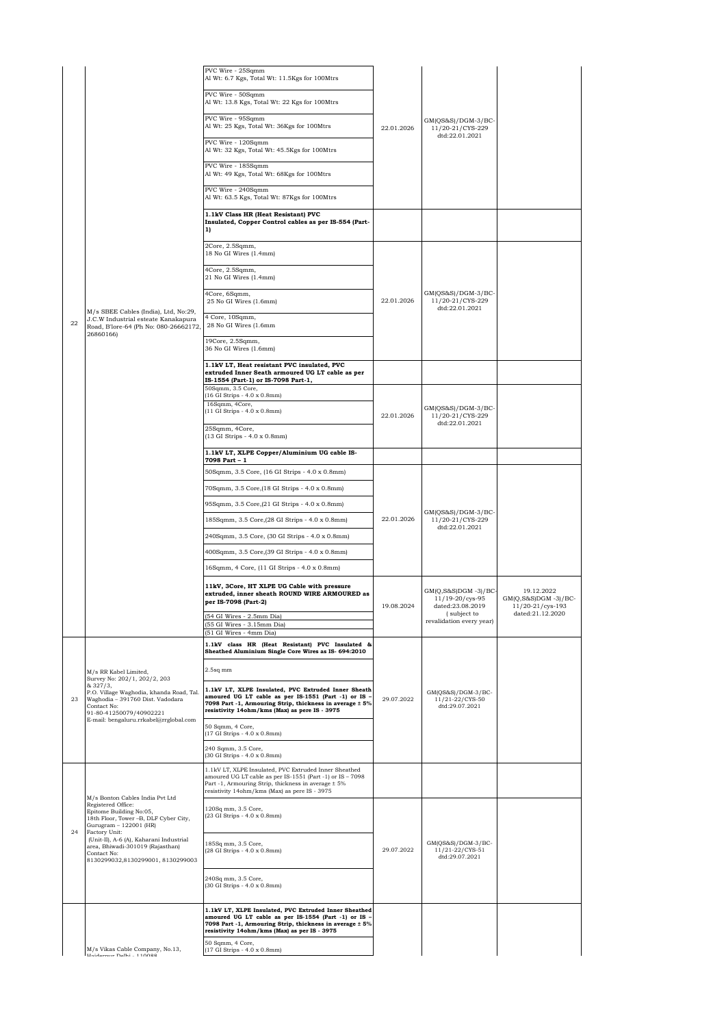| | | PVC Wire - 25Sqmm<br>Al Wt: 6.7 Kgs, Total Wt: 11.5Kgs for 100Mtrs | | | |
|---|---|---|---|---|---|
| | | PVC Wire - 50Sqmm<br>Al Wt: 13.8 Kgs, Total Wt: 22 Kgs for 100Mtrs | | | |
| | | PVC Wire - 95Sqmm<br>Al Wt: 25 Kgs, Total Wt: 36Kgs for 100Mtrs | 22.01.2026 | GM(QS&S)/DGM-3/BC-11/20-21/CYS-229 dtd:22.01.2021 | |
| | | PVC Wire - 120Sqmm<br>Al Wt: 32 Kgs, Total Wt: 45.5Kgs for 100Mtrs | | | |
| | | PVC Wire - 185Sqmm<br>Al Wt: 49 Kgs, Total Wt: 68Kgs for 100Mtrs | | | |
| | | PVC Wire - 240Sqmm<br>Al Wt: 63.5 Kgs, Total Wt: 87Kgs for 100Mtrs | | | |
| | | **1.1kV Class HR (Heat Resistant) PVC Insulated, Copper Control cables as per IS-554 (Part-1)** | | | |
| | | 2Core, 2.5Sqmm,<br>18 No GI Wires (1.4mm) | | | |
| | | 4Core, 2.5Sqmm,<br>21 No GI Wires (1.4mm) | | | |
| | | 4Core, 6Sqmm,<br>25 No GI Wires (1.6mm) | 22.01.2026 | GM(QS&S)/DGM-3/BC-11/20-21/CYS-229 dtd:22.01.2021 | |
| 22 | M/s SBEE Cables (India), Ltd, No:29, J.C.W Industrial esteate Kanakapura Road, B'lore-64 (Ph No: 080-26662172, 26860166) | 4 Core, 10Sqmm,<br>28 No GI Wires (1.6mm | | | |
| | | 19Core, 2.5Sqmm,<br>36 No GI Wires (1.6mm) | | | |
| | | **1.1kV LT, Heat resistant PVC insulated, PVC extruded Inner Seath armoured UG LT cable as per IS-1554 (Part-1) or IS-7098 Part-1,** | | | |
| | | 50Sqmm, 3.5 Core,<br>(16 GI Strips - 4.0 x 0.8mm) | | | |
| | | 16Sqmm, 4Core,<br>(11 GI Strips - 4.0 x 0.8mm) | 22.01.2026 | GM(QS&S)/DGM-3/BC-11/20-21/CYS-229 dtd:22.01.2021 | |
| | | 25Sqmm, 4Core,<br>(13 GI Strips - 4.0 x 0.8mm) | | | |
| | | **1.1kV LT, XLPE Copper/Aluminium UG cable IS-7098 Part – 1** | | | |
| | | 50Sqmm, 3.5 Core, (16 GI Strips - 4.0 x 0.8mm) | | | |
| | | 70Sqmm, 3.5 Core,(18 GI Strips - 4.0 x 0.8mm) | | | |
| | | 95Sqmm, 3.5 Core,(21 GI Strips - 4.0 x 0.8mm) | | | |
| | | 185Sqmm, 3.5 Core,(28 GI Strips - 4.0 x 0.8mm) | 22.01.2026 | GM(QS&S)/DGM-3/BC-11/20-21/CYS-229 dtd:22.01.2021 | |
| | | 240Sqmm, 3.5 Core, (30 GI Strips - 4.0 x 0.8mm) | | | |
| | | 400Sqmm, 3.5 Core,(39 GI Strips - 4.0 x 0.8mm) | | | |
| | | 16Sqmm, 4 Core, (11 GI Strips - 4.0 x 0.8mm) | | | |
| | | **11kV, 3Core, HT XLPE UG Cable with pressure extruded, inner sheath ROUND WIRE ARMOURED as per IS-7098 (Part-2)** | 19.08.2024 | GM(Q,S&S)DGM -3)/BC-11/19-20/cys-95 dated:23.08.2019 ( subject to revalidation every year) | 19.12.2022 GM(Q,S&S)DGM -3)/BC-11/20-21/cys-193 dated:21.12.2020 |
| | | (54 GI Wires - 2.5mm Dia) | | | |
| | | (55 GI Wires - 3.15mm Dia) | | | |
| | | (51 GI Wires - 4mm Dia) | | | |
| | | **1.1kV class HR (Heat Resistant) PVC Insulated & Sheathed Aluminium Single Core Wires as IS- 694:2010** | | | |
| | | 2.5sq mm | | | |
| 23 | M/s RR Kabel Limited, Survey No: 202/1, 202/2, 203 & 327/3, P.O. Village Waghodia, khanda Road, Tal. Waghodia – 391760 Dist. Vadodara Contact No: 91-80-41250079/40902221 E-mail: bengaluru.rrkabel@rrglobal.com | **1.1kV LT, XLPE Insulated, PVC Extruded Inner Sheath amoured UG LT cable as per IS-1551 (Part -1) or IS – 7098 Part -1, Armouring Strip, thickness in average ± 5% resistivity 14ohm/kms (Max) as pere IS - 3975** | 29.07.2022 | GM(QS&S)/DGM-3/BC-11/21-22/CYS-50 dtd:29.07.2021 | |
| | | 50 Sqmm, 4 Core,<br>(17 GI Strips - 4.0 x 0.8mm) | | | |
| | | 240 Sqmm, 3.5 Core,<br>(30 GI Strips - 4.0 x 0.8mm) | | | |
| | | 1.1kV LT, XLPE Insulated, PVC Extruded Inner Sheathed amoured UG LT cable as per IS-1551 (Part -1) or IS – 7098 Part -1, Armouring Strip, thickness in average ± 5% resistivity 14ohm/kms (Max) as pere IS - 3975 | | | |
| | | 120Sq mm, 3.5 Core,<br>(23 GI Strips - 4.0 x 0.8mm) | | | |
| 24 | M/s Bonton Cables India Pvt Ltd Registered Office: Epitome Building No:05, 18th Floor, Tower –B, DLF Cyber City, Gurugram – 122001 (HR) Factory Unit: (Unit-II), A-6 (A), Kaharani Industrial area, Bhiwadi-301019 (Rajasthan) Contact No: 8130299032,8130299001, 8130299003 | 185Sq mm, 3.5 Core,<br>(28 GI Strips - 4.0 x 0.8mm) | 29.07.2022 | GM(QS&S)/DGM-3/BC-11/21-22/CYS-51 dtd:29.07.2021 | |
| | | 240Sq mm, 3.5 Core,<br>(30 GI Strips - 4.0 x 0.8mm) | | | |
| | | **1.1kV LT, XLPE Insulated, PVC Extruded Inner Sheathed amoured UG LT cable as per IS-1554 (Part -1) or IS – 7098 Part -1, Armouring Strip, thickness in average ± 5% resistivity 14ohm/kms (Max) as pere IS - 3975** | | | |
| | M/s Vikas Cable Company, No.13, Haiderpur Delhi - 110088 | 50 Sqmm, 4 Core,<br>(17 GI Strips - 4.0 x 0.8mm) | | | |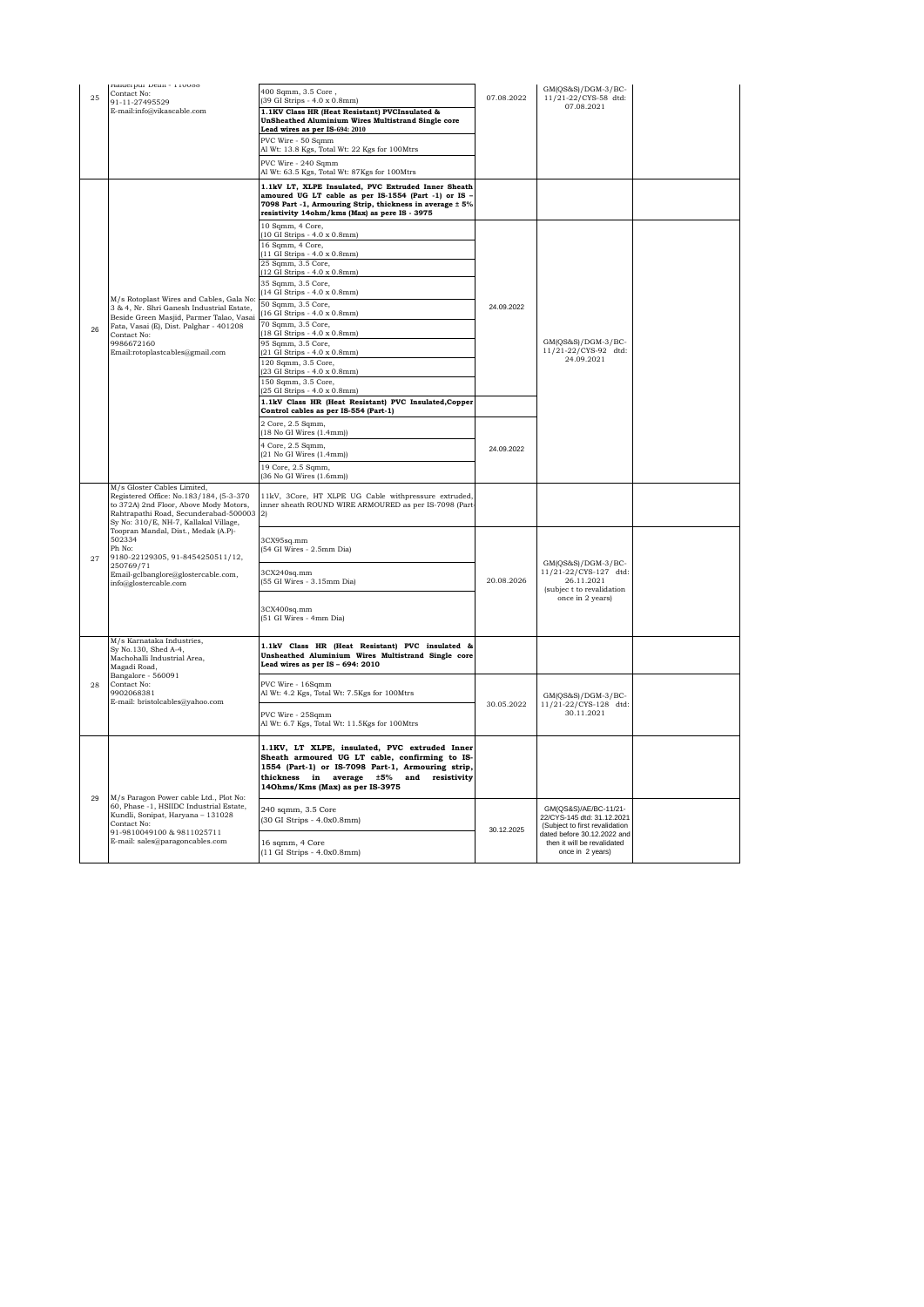| | | | | | |
|---|---|---|---|---|---|
| 25 | Haiderpur Delhi - 110088<br>Contact No:<br>91-11-27495529<br>E-mail:info@vikascable.com | 400 Sqmm, 3.5 Core ,<br>(39 GI Strips - 4.0 x 0.8mm) | 07.08.2022 | GM(QS&S)/DGM-3/BC-11/21-22/CYS-58 dtd: 07.08.2021 | |
| | | **1.1KV Class HR (Heat Resistant) PVCInsulated & UnSheathed Aluminium Wires Multistrand Single core Lead wires as per IS-694: 2010** | | | |
| | | PVC Wire - 50 Sqmm<br>Al Wt: 13.8 Kgs, Total Wt: 22 Kgs for 100Mtrs | | | |
| | | PVC Wire - 240 Sqmm<br>Al Wt: 63.5 Kgs, Total Wt: 87Kgs for 100Mtrs | | | |
| 26 | M/s Rotoplast Wires and Cables, Gala No: 3 & 4, Nr. Shri Ganesh Industrial Estate, Beside Green Masjid, Parmer Talao, Vasai Fata, Vasai (E), Dist. Palghar - 401208<br>Contact No:<br>9986672160<br>Email:rotoplastcables@gmail.com | **1.1kV LT, XLPE Insulated, PVC Extruded Inner Sheath amoured UG LT cable as per IS-1554 (Part -1) or IS – 7098 Part -1, Armouring Strip, thickness in average ± 5% resistivity 14ohm/kms (Max) as pere IS - 3975** | | | |
| | | 10 Sqmm, 4 Core,<br>(10 GI Strips - 4.0 x 0.8mm) | 24.09.2022 | GM(QS&S)/DGM-3/BC-11/21-22/CYS-92 dtd: 24.09.2021 | |
| | | 16 Sqmm, 4 Core,<br>(11 GI Strips - 4.0 x 0.8mm) | | | |
| | | 25 Sqmm, 3.5 Core,<br>(12 GI Strips - 4.0 x 0.8mm) | | | |
| | | 35 Sqmm, 3.5 Core,<br>(14 GI Strips - 4.0 x 0.8mm) | | | |
| | | 50 Sqmm, 3.5 Core,<br>(16 GI Strips - 4.0 x 0.8mm) | | | |
| | | 70 Sqmm, 3.5 Core,<br>(18 GI Strips - 4.0 x 0.8mm) | | | |
| | | 95 Sqmm, 3.5 Core,<br>(21 GI Strips - 4.0 x 0.8mm) | | | |
| | | 120 Sqmm, 3.5 Core,<br>(23 GI Strips - 4.0 x 0.8mm) | | | |
| | | 150 Sqmm, 3.5 Core,<br>(25 GI Strips - 4.0 x 0.8mm) | | | |
| | | **1.1kV Class HR (Heat Resistant) PVC Insulated,Copper Control cables as per IS-554 (Part-1)** | | | |
| | | 2 Core, 2.5 Sqmm,<br>(18 No GI Wires (1.4mm)) | 24.09.2022 | | |
| | | 4 Core, 2.5 Sqmm,<br>(21 No GI Wires (1.4mm)) | | | |
| | | 19 Core, 2.5 Sqmm,<br>(36 No GI Wires (1.6mm)) | | | |
| 27 | M/s Gloster Cables Limited,<br>Registered Office: No.183/184, (5-3-370 to 372A) 2nd Floor, Above Mody Motors, Rahtrapathi Road, Secunderabad-500003<br>Sy No: 310/E, NH-7, Kallakal Village, Toopran Mandal, Dist., Medak (A.P)-502334<br>Ph No:<br>9180-22129305, 91-8454250511/12, 250769/71<br>Email-gclbanglore@glostercable.com, info@glostercable.com | 11kV, 3Core, HT XLPE UG Cable withpressure extruded, inner sheath ROUND WIRE ARMOURED as per IS-7098 (Part-2) | | | |
| | | 3CX95sq.mm<br>(54 GI Wires - 2.5mm Dia) | 20.08.2026 | GM(QS&S)/DGM-3/BC-11/21-22/CYS-127 dtd: 26.11.2021<br>(subjec t to revalidation once in 2 years) | |
| | | 3CX240sq.mm<br>(55 GI Wires - 3.15mm Dia) | | | |
| | | 3CX400sq.mm<br>(51 GI Wires - 4mm Dia) | | | |
| 28 | M/s Karnataka Industries,<br>Sy No.130, Shed A-4,<br>Machohalli Industrial Area,<br>Magadi Road,<br>Bangalore - 560091<br>Contact No:<br>9902068381<br>E-mail: bristolcables@yahoo.com | **1.1kV Class HR (Heat Resistant) PVC insulated & Unsheathed Aluminium Wires Multistrand Single core Lead wires as per IS – 694: 2010** | | | |
| | | PVC Wire - 16Sqmm<br>Al Wt: 4.2 Kgs, Total Wt: 7.5Kgs for 100Mtrs | 30.05.2022 | GM(QS&S)/DGM-3/BC-11/21-22/CYS-128 dtd: 30.11.2021 | |
| | | PVC Wire - 25Sqmm<br>Al Wt: 6.7 Kgs, Total Wt: 11.5Kgs for 100Mtrs | | | |
| 29 | M/s Paragon Power cable Ltd., Plot No: 60, Phase -1, HSIIDC Industrial Estate, Kundli, Sonipat, Haryana – 131028<br>Contact No:<br>91-9810049100 & 9811025711<br>E-mail: sales@paragoncables.com | **1.1KV, LT XLPE, insulated, PVC extruded Inner Sheath armoured UG LT cable, confirming to IS-1554 (Part-1) or IS-7098 Part-1, Armouring strip, thickness in average ±5% and resistivity 14Ohms/Kms (Max) as per IS-3975** | | | |
| | | 240 sqmm, 3.5 Core<br>(30 GI Strips - 4.0x0.8mm) | 30.12.2025 | GM(QS&S)/AE/BC-11/21-22/CYS-145 dtd: 31.12.2021<br>(Subject to first revalidation dated before 30.12.2022 and then it will be revalidated once in 2 years) | |
| | | 16 sqmm, 4 Core<br>(11 GI Strips - 4.0x0.8mm) | | | |